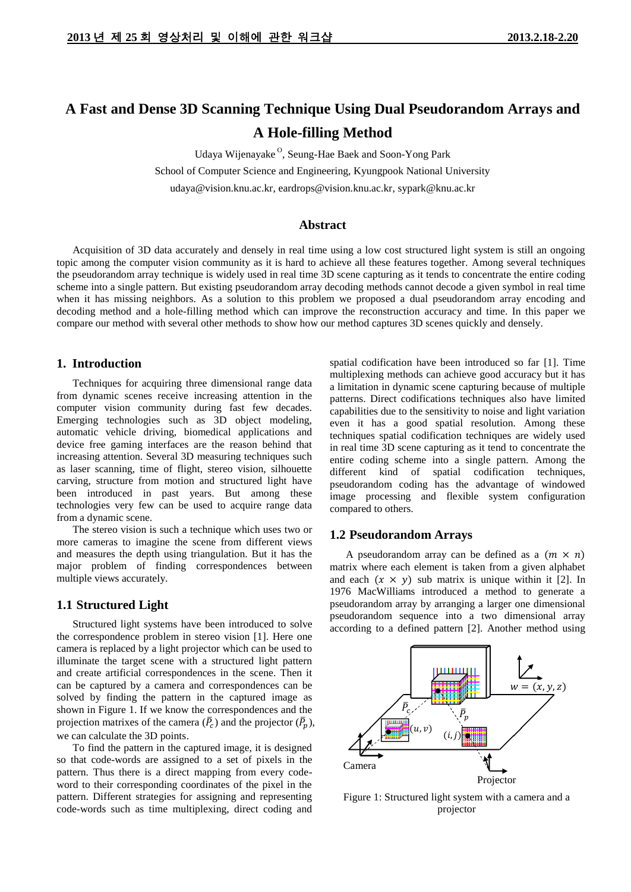# A Fast and Dense 3D Scanning Technique Using Dual Pseudorandom Arrays and A Hole-filling Method

Udaya Wijenayake [O], Seung-Hae Baek and Soon-Yong Park

School of Computer Science and Engineering, Kyungpook National University

udaya@vision.knu.ac.kr, eardrops@vision.knu.ac.kr, sypark@knu.ac.kr

## Abstract

Acquisition of 3D data accurately and densely in real time using a low cost structured light system is still an ongoing topic among the computer vision community as it is hard to achieve all these features together. Among several techniques the pseudorandom array technique is widely used in real time 3D scene capturing as it tends to concentrate the entire coding scheme into a single pattern. But existing pseudorandom array decoding methods cannot decode a given symbol in real time when it has missing neighbors. As a solution to this problem we proposed a dual pseudorandom array encoding and decoding method and a hole-filling method which can improve the reconstruction accuracy and time. In this paper we compare our method with several other methods to show how our method captures 3D scenes quickly and densely.

## 1. Introduction

Techniques for acquiring three dimensional range data from dynamic scenes receive increasing attention in the computer vision community during fast few decades. Emerging technologies such as 3D object modeling, automatic vehicle driving, biomedical applications and device free gaming interfaces are the reason behind that increasing attention. Several 3D measuring techniques such as laser scanning, time of flight, stereo vision, silhouette carving, structure from motion and structured light have been introduced in past years. But among these technologies very few can be used to acquire range data from a dynamic scene.

The stereo vision is such a technique which uses two or more cameras to imagine the scene from different views and measures the depth using triangulation. But it has the major problem of finding correspondences between multiple views accurately.

### 1.1 Structured Light

Structured light systems have been introduced to solve the correspondence problem in stereo vision [1]. Here one camera is replaced by a light projector which can be used to illuminate the target scene with a structured light pattern and create artificial correspondences in the scene. Then it can be captured by a camera and correspondences can be solved by finding the pattern in the captured image as shown in Figure 1. If we know the correspondences and the projection matrixes of the camera ($\bar{P}_c$) and the projector ($\bar{P}_p$), we can calculate the 3D points.

To find the pattern in the captured image, it is designed so that code-words are assigned to a set of pixels in the pattern. Thus there is a direct mapping from every code-word to their corresponding coordinates of the pixel in the pattern. Different strategies for assigning and representing code-words such as time multiplexing, direct coding and spatial codification have been introduced so far [1]. Time multiplexing methods can achieve good accuracy but it has a limitation in dynamic scene capturing because of multiple patterns. Direct codifications techniques also have limited capabilities due to the sensitivity to noise and light variation even it has a good spatial resolution. Among these techniques spatial codification techniques are widely used in real time 3D scene capturing as it tend to concentrate the entire coding scheme into a single pattern. Among the different kind of spatial codification techniques, pseudorandom coding has the advantage of windowed image processing and flexible system configuration compared to others.

### 1.2 Pseudorandom Arrays

A pseudorandom array can be defined as a $(m \times n)$ matrix where each element is taken from a given alphabet and each $(x \times y)$ sub matrix is unique within it [2]. In 1976 MacWilliams introduced a method to generate a pseudorandom array by arranging a larger one dimensional pseudorandom sequence into a two dimensional array according to a defined pattern [2]. Another method using

Figure 1: Structured light system with a camera and a projector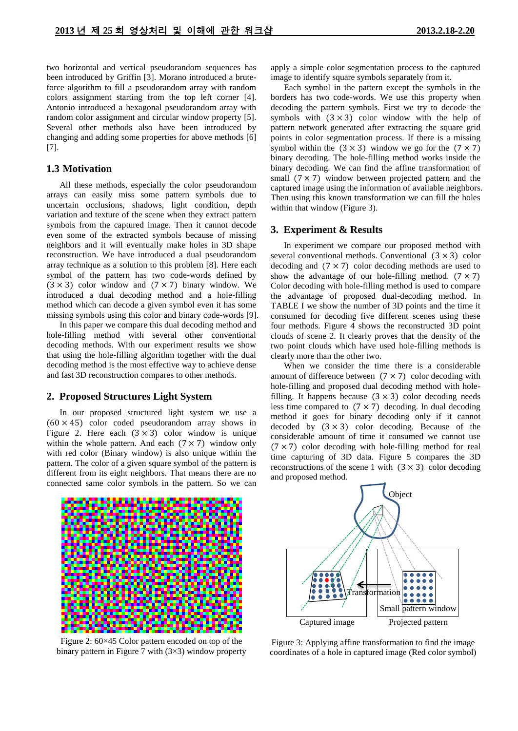two horizontal and vertical pseudorandom sequences has been introduced by Griffin [3]. Morano introduced a brute-force algorithm to fill a pseudorandom array with random colors assignment starting from the top left corner [4]. Antonio introduced a hexagonal pseudorandom array with random color assignment and circular window property [5]. Several other methods also have been introduced by changing and adding some properties for above methods [6] [7].

## 1.3 Motivation

All these methods, especially the color pseudorandom arrays can easily miss some pattern symbols due to uncertain occlusions, shadows, light condition, depth variation and texture of the scene when they extract pattern symbols from the captured image. Then it cannot decode even some of the extracted symbols because of missing neighbors and it will eventually make holes in 3D shape reconstruction. We have introduced a dual pseudorandom array technique as a solution to this problem [8]. Here each symbol of the pattern has two code-words defined by $(3 \times 3)$ color window and $(7 \times 7)$ binary window. We introduced a dual decoding method and a hole-filling method which can decode a given symbol even it has some missing symbols using this color and binary code-words [9].

In this paper we compare this dual decoding method and hole-filling method with several other conventional decoding methods. With our experiment results we show that using the hole-filling algorithm together with the dual decoding method is the most effective way to achieve dense and fast 3D reconstruction compares to other methods.

## 2. Proposed Structures Light System

In our proposed structured light system we use a $(60 \times 45)$ color coded pseudorandom array shows in Figure 2. Here each $(3 \times 3)$ color window is unique within the whole pattern. And each $(7 \times 7)$ window only with red color (Binary window) is also unique within the pattern. The color of a given square symbol of the pattern is different from its eight neighbors. That means there are no connected same color symbols in the pattern. So we can apply a simple color segmentation process to the captured image to identify square symbols separately from it.

Figure 2: 60×45 Color pattern encoded on top of the binary pattern in Figure 7 with (3×3) window property

Each symbol in the pattern except the symbols in the borders has two code-words. We use this property when decoding the pattern symbols. First we try to decode the symbols with $(3 \times 3)$ color window with the help of pattern network generated after extracting the square grid points in color segmentation process. If there is a missing symbol within the $(3 \times 3)$ window we go for the $(7 \times 7)$ binary decoding. The hole-filling method works inside the binary decoding. We can find the affine transformation of small $(7 \times 7)$ window between projected pattern and the captured image using the information of available neighbors. Then using this known transformation we can fill the holes within that window (Figure 3).

## 3. Experiment & Results

In experiment we compare our proposed method with several conventional methods. Conventional $(3 \times 3)$ color decoding and $(7 \times 7)$ color decoding methods are used to show the advantage of our hole-filling method. $(7 \times 7)$ Color decoding with hole-filling method is used to compare the advantage of proposed dual-decoding method. In TABLE I we show the number of 3D points and the time it consumed for decoding five different scenes using these four methods. Figure 4 shows the reconstructed 3D point clouds of scene 2. It clearly proves that the density of the two point clouds which have used hole-filling methods is clearly more than the other two.

When we consider the time there is a considerable amount of difference between $(7 \times 7)$ color decoding with hole-filling and proposed dual decoding method with hole-filling. It happens because $(3 \times 3)$ color decoding needs less time compared to $(7 \times 7)$ decoding. In dual decoding method it goes for binary decoding only if it cannot decoded by $(3 \times 3)$ color decoding. Because of the considerable amount of time it consumed we cannot use $(7 \times 7)$ color decoding with hole-filling method for real time capturing of 3D data. Figure 5 compares the 3D reconstructions of the scene 1 with $(3 \times 3)$ color decoding and proposed method.

Figure 3: Applying affine transformation to find the image coordinates of a hole in captured image (Red color symbol)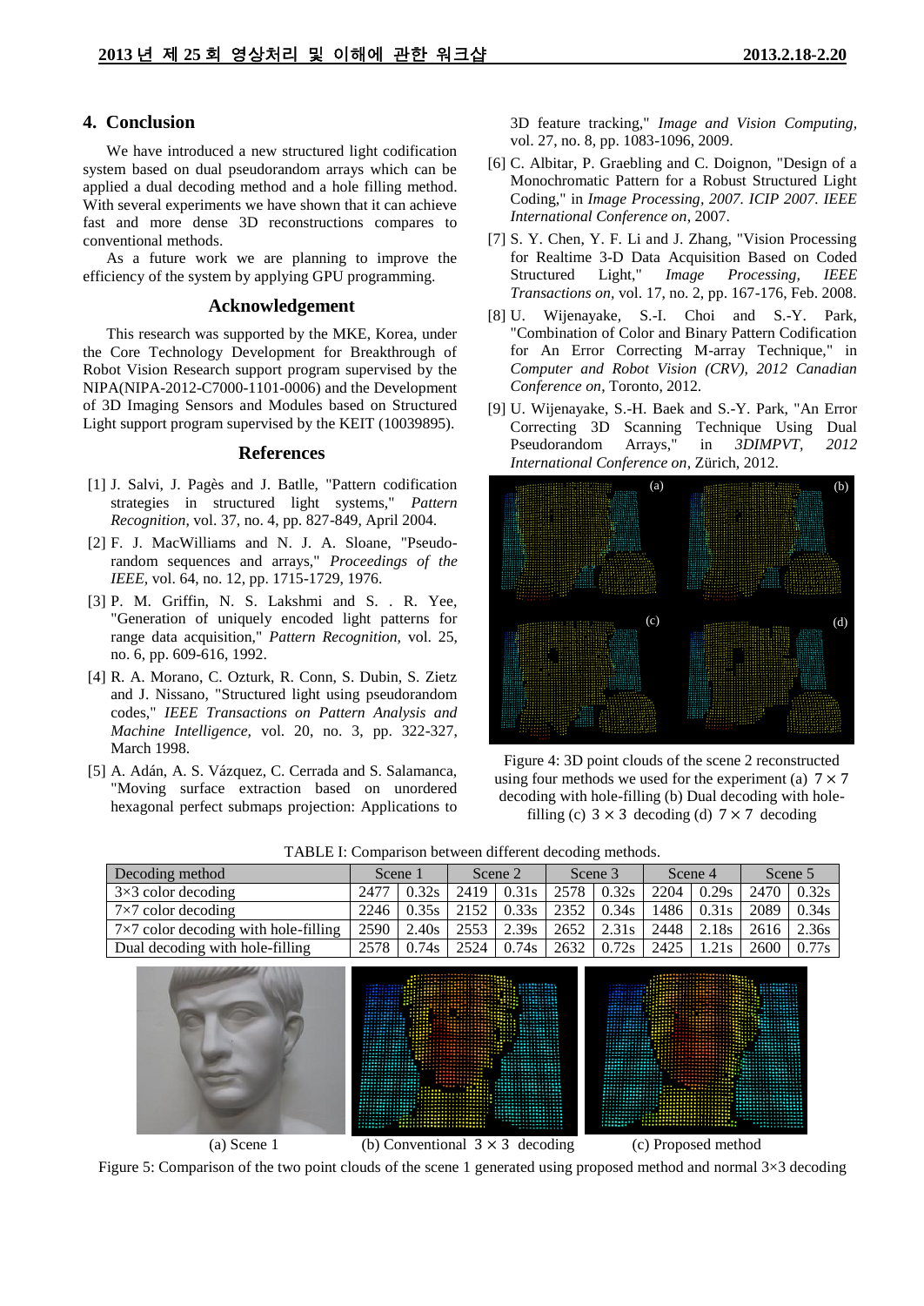## 4. Conclusion

We have introduced a new structured light codification system based on dual pseudorandom arrays which can be applied a dual decoding method and a hole filling method. With several experiments we have shown that it can achieve fast and more dense 3D reconstructions compares to conventional methods.

As a future work we are planning to improve the efficiency of the system by applying GPU programming.

## Acknowledgement

This research was supported by the MKE, Korea, under the Core Technology Development for Breakthrough of Robot Vision Research support program supervised by the NIPA(NIPA-2012-C7000-1101-0006) and the Development of 3D Imaging Sensors and Modules based on Structured Light support program supervised by the KEIT (10039895).

## References

[1] J. Salvi, J. Pagès and J. Batlle, "Pattern codification strategies in structured light systems," *Pattern Recognition,* vol. 37, no. 4, pp. 827-849, April 2004.

[2] F. J. MacWilliams and N. J. A. Sloane, "Pseudo-random sequences and arrays," *Proceedings of the IEEE,* vol. 64, no. 12, pp. 1715-1729, 1976.

[3] P. M. Griffin, N. S. Lakshmi and S. . R. Yee, "Generation of uniquely encoded light patterns for range data acquisition," *Pattern Recognition,* vol. 25, no. 6, pp. 609-616, 1992.

[4] R. A. Morano, C. Ozturk, R. Conn, S. Dubin, S. Zietz and J. Nissano, "Structured light using pseudorandom codes," *IEEE Transactions on Pattern Analysis and Machine Intelligence,* vol. 20, no. 3, pp. 322-327, March 1998.

[5] A. Adán, A. S. Vázquez, C. Cerrada and S. Salamanca, "Moving surface extraction based on unordered hexagonal perfect submaps projection: Applications to 3D feature tracking," *Image and Vision Computing,* vol. 27, no. 8, pp. 1083-1096, 2009.

[6] C. Albitar, P. Graebling and C. Doignon, "Design of a Monochromatic Pattern for a Robust Structured Light Coding," in *Image Processing, 2007. ICIP 2007. IEEE International Conference on*, 2007.

[7] S. Y. Chen, Y. F. Li and J. Zhang, "Vision Processing for Realtime 3-D Data Acquisition Based on Coded Structured Light," *Image Processing, IEEE Transactions on,* vol. 17, no. 2, pp. 167-176, Feb. 2008.

[8] U. Wijenayake, S.-I. Choi and S.-Y. Park, "Combination of Color and Binary Pattern Codification for An Error Correcting M-array Technique," in *Computer and Robot Vision (CRV), 2012 Canadian Conference on*, Toronto, 2012.

[9] U. Wijenayake, S.-H. Baek and S.-Y. Park, "An Error Correcting 3D Scanning Technique Using Dual Pseudorandom Arrays," in *3DIMPVT, 2012 International Conference on*, Zürich, 2012.

(a) (b) (c) (d)

Figure 4: 3D point clouds of the scene 2 reconstructed using four methods we used for the experiment (a) $7 \times 7$ decoding with hole-filling (b) Dual decoding with hole-filling (c) $3 \times 3$ decoding (d) $7 \times 7$ decoding

TABLE I: Comparison between different decoding methods.

| Decoding method | Scene 1 | | Scene 2 | | Scene 3 | | Scene 4 | | Scene 5 | |
|---|---|---|---|---|---|---|---|---|---|---|
| 3×3 color decoding | 2477 | 0.32s | 2419 | 0.31s | 2578 | 0.32s | 2204 | 0.29s | 2470 | 0.32s |
| 7×7 color decoding | 2246 | 0.35s | 2152 | 0.33s | 2352 | 0.34s | 1486 | 0.31s | 2089 | 0.34s |
| 7×7 color decoding with hole-filling | 2590 | 2.40s | 2553 | 2.39s | 2652 | 2.31s | 2448 | 2.18s | 2616 | 2.36s |
| Dual decoding with hole-filling | 2578 | 0.74s | 2524 | 0.74s | 2632 | 0.72s | 2425 | 1.21s | 2600 | 0.77s |

(a) Scene 1 (b) Conventional $3 \times 3$ decoding (c) Proposed method

Figure 5: Comparison of the two point clouds of the scene 1 generated using proposed method and normal 3×3 decoding